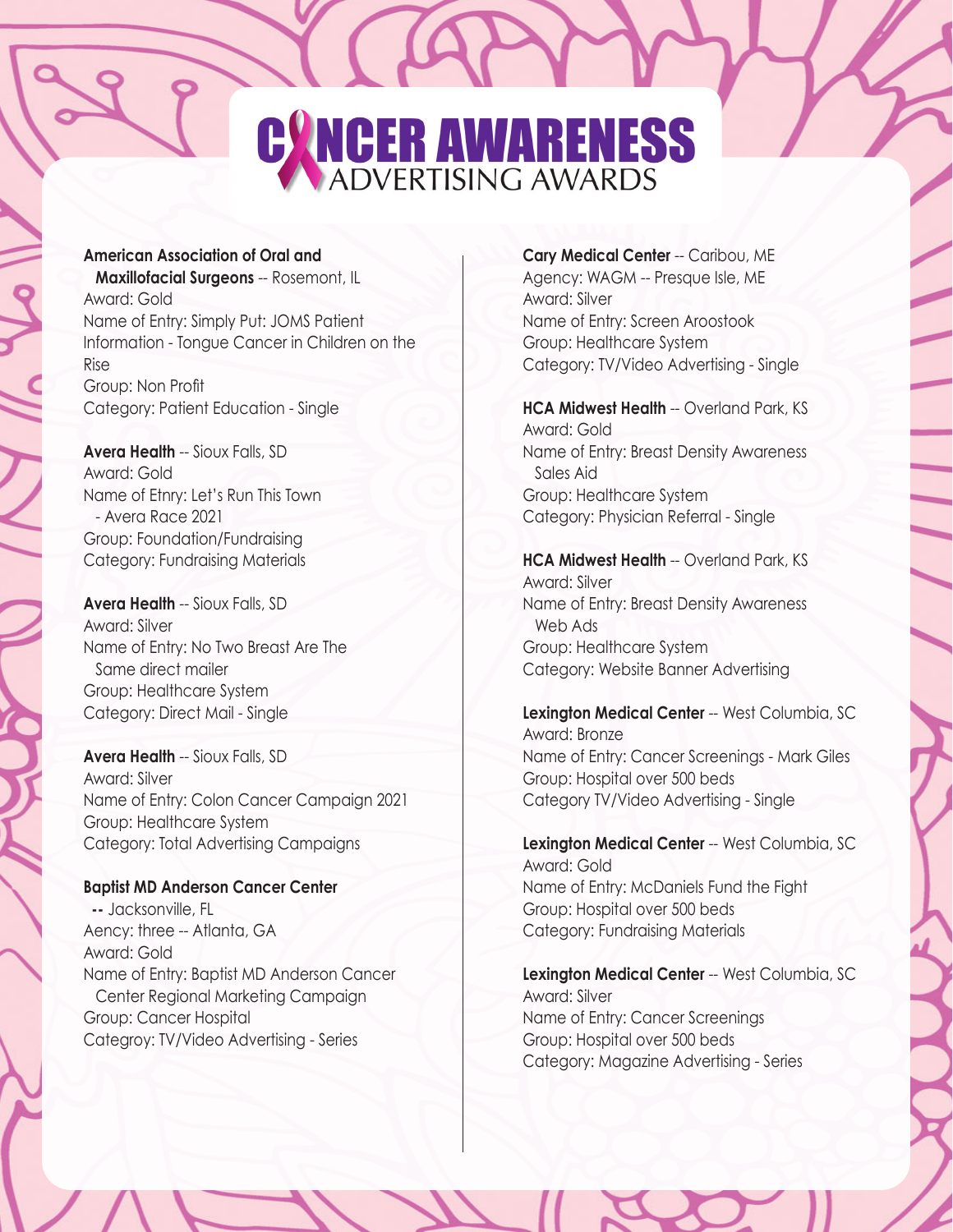# CANCER AWARENESS ADVERTISING AWARDS

**American Association of Oral and Maxillofacial Surgeons** -- Rosemont, IL
Award: Gold
Name of Entry: Simply Put: JOMS Patient Information - Tongue Cancer in Children on the Rise
Group: Non Profit
Category: Patient Education - Single

**Avera Health** -- Sioux Falls, SD
Award: Gold
Name of Etnry: Let's Run This Town - Avera Race 2021
Group: Foundation/Fundraising
Category: Fundraising Materials

**Avera Health** -- Sioux Falls, SD
Award: Silver
Name of Entry: No Two Breast Are The Same direct mailer
Group: Healthcare System
Category: Direct Mail - Single

**Avera Health** -- Sioux Falls, SD
Award: Silver
Name of Entry: Colon Cancer Campaign 2021
Group: Healthcare System
Category: Total Advertising Campaigns

**Baptist MD Anderson Cancer Center** -- Jacksonville, FL
Aency: three -- Atlanta, GA
Award: Gold
Name of Entry: Baptist MD Anderson Cancer Center Regional Marketing Campaign
Group: Cancer Hospital
Categroy: TV/Video Advertising - Series

**Cary Medical Center** -- Caribou, ME
Agency: WAGM -- Presque Isle, ME
Award: Silver
Name of Entry: Screen Aroostook
Group: Healthcare System
Category: TV/Video Advertising - Single

**HCA Midwest Health** -- Overland Park, KS
Award: Gold
Name of Entry: Breast Density Awareness Sales Aid
Group: Healthcare System
Category: Physician Referral - Single

**HCA Midwest Health** -- Overland Park, KS
Award: Silver
Name of Entry: Breast Density Awareness Web Ads
Group: Healthcare System
Category: Website Banner Advertising

**Lexington Medical Center** -- West Columbia, SC
Award: Bronze
Name of Entry: Cancer Screenings - Mark Giles
Group: Hospital over 500 beds
Category TV/Video Advertising - Single

**Lexington Medical Center** -- West Columbia, SC
Award: Gold
Name of Entry: McDaniels Fund the Fight
Group: Hospital over 500 beds
Category: Fundraising Materials

**Lexington Medical Center** -- West Columbia, SC
Award: Silver
Name of Entry: Cancer Screenings
Group: Hospital over 500 beds
Category: Magazine Advertising - Series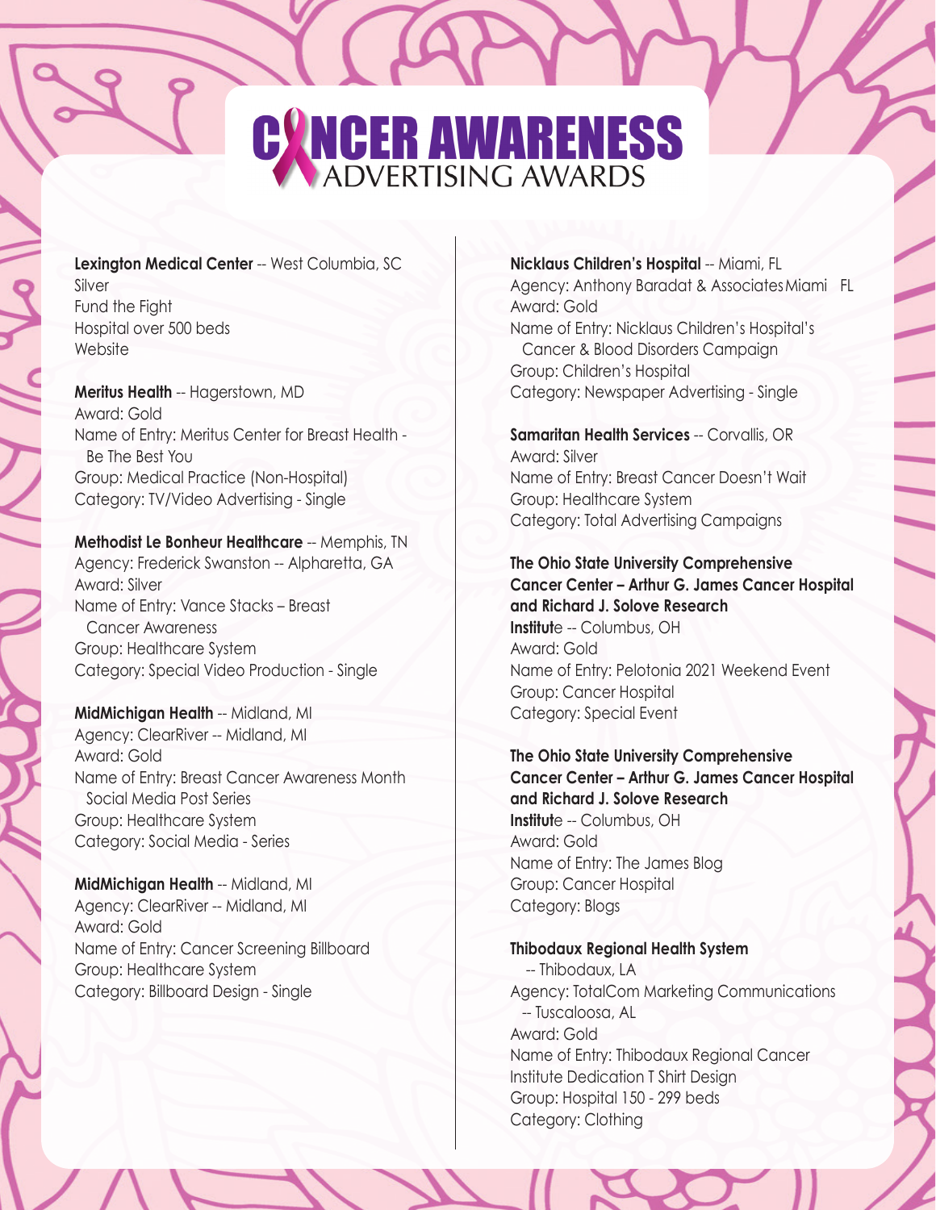# CANCER AWARENESS ADVERTISING AWARDS

**Lexington Medical Center** -- West Columbia, SC
Silver
Fund the Fight
Hospital over 500 beds
Website

**Meritus Health** -- Hagerstown, MD
Award: Gold
Name of Entry: Meritus Center for Breast Health - Be The Best You
Group: Medical Practice (Non-Hospital)
Category: TV/Video Advertising - Single

**Methodist Le Bonheur Healthcare** -- Memphis, TN
Agency: Frederick Swanston -- Alpharetta, GA
Award: Silver
Name of Entry: Vance Stacks – Breast Cancer Awareness
Group: Healthcare System
Category: Special Video Production - Single

**MidMichigan Health** -- Midland, MI
Agency: ClearRiver -- Midland, MI
Award: Gold
Name of Entry: Breast Cancer Awareness Month Social Media Post Series
Group: Healthcare System
Category: Social Media - Series

**MidMichigan Health** -- Midland, MI
Agency: ClearRiver -- Midland, MI
Award: Gold
Name of Entry: Cancer Screening Billboard
Group: Healthcare System
Category: Billboard Design - Single

**Nicklaus Children's Hospital** -- Miami, FL
Agency: Anthony Baradat & Associates Miami FL
Award: Gold
Name of Entry: Nicklaus Children's Hospital's Cancer & Blood Disorders Campaign
Group: Children's Hospital
Category: Newspaper Advertising - Single

**Samaritan Health Services** -- Corvallis, OR
Award: Silver
Name of Entry: Breast Cancer Doesn't Wait
Group: Healthcare System
Category: Total Advertising Campaigns

**The Ohio State University Comprehensive Cancer Center – Arthur G. James Cancer Hospital and Richard J. Solove Research Institute** -- Columbus, OH
Award: Gold
Name of Entry: Pelotonia 2021 Weekend Event
Group: Cancer Hospital
Category: Special Event

**The Ohio State University Comprehensive Cancer Center – Arthur G. James Cancer Hospital and Richard J. Solove Research Institute** -- Columbus, OH
Award: Gold
Name of Entry: The James Blog
Group: Cancer Hospital
Category: Blogs

**Thibodaux Regional Health System** -- Thibodaux, LA
Agency: TotalCom Marketing Communications -- Tuscaloosa, AL
Award: Gold
Name of Entry: Thibodaux Regional Cancer Institute Dedication T Shirt Design
Group: Hospital 150 - 299 beds
Category: Clothing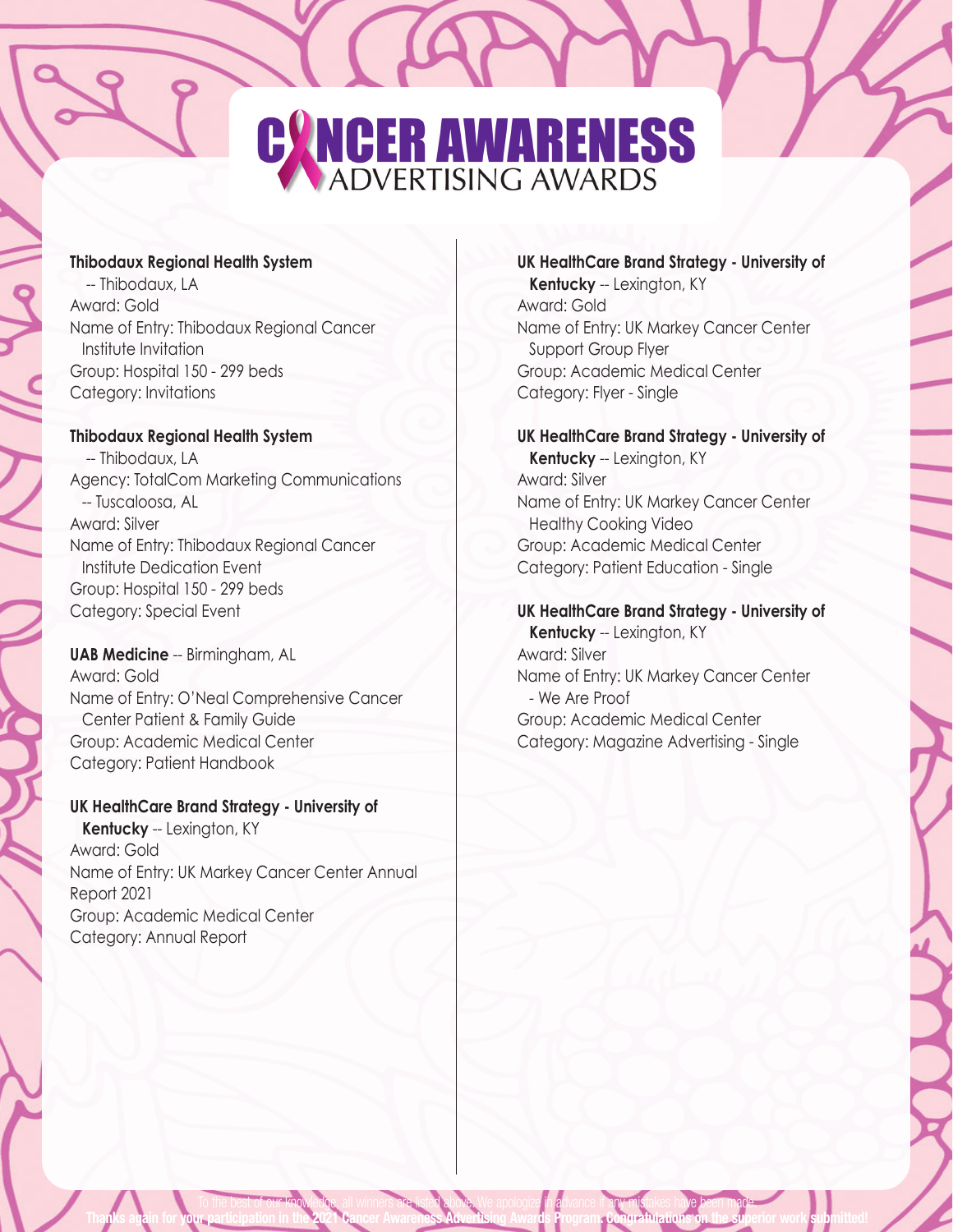# CANCER AWARENESS ADVERTISING AWARDS

**Thibodaux Regional Health System** -- Thibodaux, LA
Award: Gold
Name of Entry: Thibodaux Regional Cancer Institute Invitation
Group: Hospital 150 - 299 beds
Category: Invitations

**Thibodaux Regional Health System** -- Thibodaux, LA
Agency: TotalCom Marketing Communications -- Tuscaloosa, AL
Award: Silver
Name of Entry: Thibodaux Regional Cancer Institute Dedication Event
Group: Hospital 150 - 299 beds
Category: Special Event

**UAB Medicine** -- Birmingham, AL
Award: Gold
Name of Entry: O'Neal Comprehensive Cancer Center Patient & Family Guide
Group: Academic Medical Center
Category: Patient Handbook

**UK HealthCare Brand Strategy - University of Kentucky** -- Lexington, KY
Award: Gold
Name of Entry: UK Markey Cancer Center Annual Report 2021
Group: Academic Medical Center
Category: Annual Report

**UK HealthCare Brand Strategy - University of Kentucky** -- Lexington, KY
Award: Gold
Name of Entry: UK Markey Cancer Center Support Group Flyer
Group: Academic Medical Center
Category: Flyer - Single

**UK HealthCare Brand Strategy - University of Kentucky** -- Lexington, KY
Award: Silver
Name of Entry: UK Markey Cancer Center Healthy Cooking Video
Group: Academic Medical Center
Category: Patient Education - Single

**UK HealthCare Brand Strategy - University of Kentucky** -- Lexington, KY
Award: Silver
Name of Entry: UK Markey Cancer Center - We Are Proof
Group: Academic Medical Center
Category: Magazine Advertising - Single

To the best of our knowledge, all winners are listed above. We apologize in advance if any mistakes have been made.

**Thanks again for your participation in the 2021 Cancer Awareness Advertising Awards Program. Congratulations on the superior work submitted!**